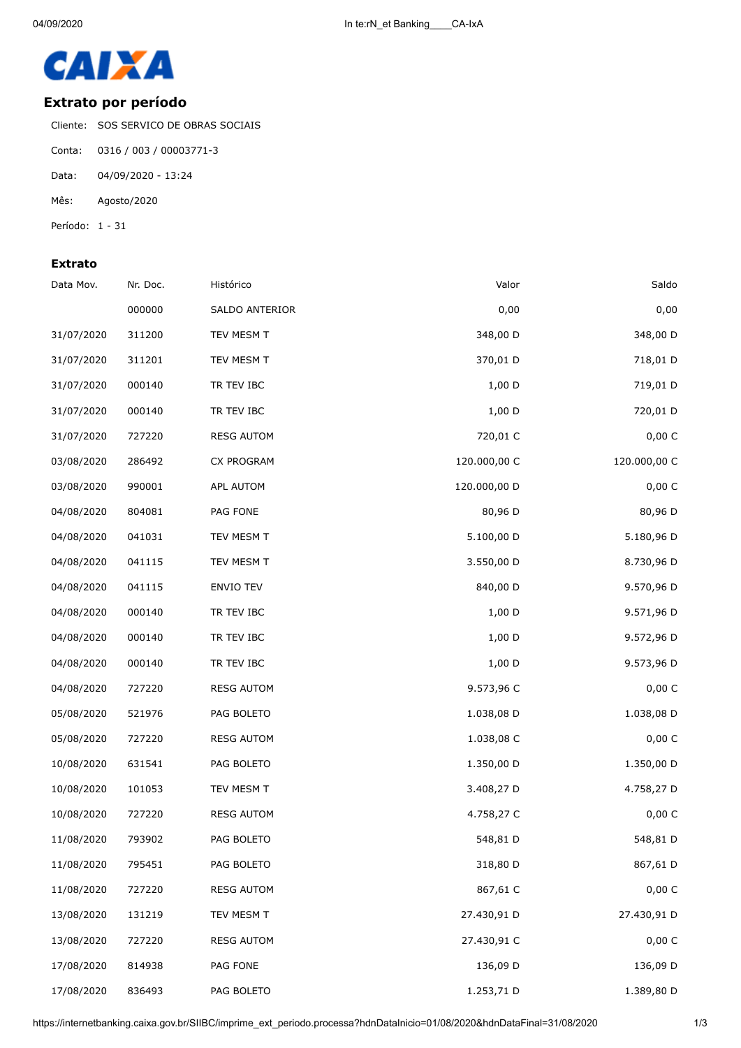CAIXA

## Extrato por período

Cliente: SOS SERVICO DE OBRAS SOCIAIS

Conta: 0316 / 003 / 00003771-3

Data: 04/09/2020 - 13:24

Mês: Agosto/2020

Período: 1 - 31

### Extrato

| Data Mov. | Nr. Doc. | Histórico | Valor | Saldo |
|---|---|---|---|---|
| | 000000 | SALDO ANTERIOR | 0,00 | 0,00 |
| 31/07/2020 | 311200 | TEV MESM T | 348,00 D | 348,00 D |
| 31/07/2020 | 311201 | TEV MESM T | 370,01 D | 718,01 D |
| 31/07/2020 | 000140 | TR TEV IBC | 1,00 D | 719,01 D |
| 31/07/2020 | 000140 | TR TEV IBC | 1,00 D | 720,01 D |
| 31/07/2020 | 727220 | RESG AUTOM | 720,01 C | 0,00 C |
| 03/08/2020 | 286492 | CX PROGRAM | 120.000,00 C | 120.000,00 C |
| 03/08/2020 | 990001 | APL AUTOM | 120.000,00 D | 0,00 C |
| 04/08/2020 | 804081 | PAG FONE | 80,96 D | 80,96 D |
| 04/08/2020 | 041031 | TEV MESM T | 5.100,00 D | 5.180,96 D |
| 04/08/2020 | 041115 | TEV MESM T | 3.550,00 D | 8.730,96 D |
| 04/08/2020 | 041115 | ENVIO TEV | 840,00 D | 9.570,96 D |
| 04/08/2020 | 000140 | TR TEV IBC | 1,00 D | 9.571,96 D |
| 04/08/2020 | 000140 | TR TEV IBC | 1,00 D | 9.572,96 D |
| 04/08/2020 | 000140 | TR TEV IBC | 1,00 D | 9.573,96 D |
| 04/08/2020 | 727220 | RESG AUTOM | 9.573,96 C | 0,00 C |
| 05/08/2020 | 521976 | PAG BOLETO | 1.038,08 D | 1.038,08 D |
| 05/08/2020 | 727220 | RESG AUTOM | 1.038,08 C | 0,00 C |
| 10/08/2020 | 631541 | PAG BOLETO | 1.350,00 D | 1.350,00 D |
| 10/08/2020 | 101053 | TEV MESM T | 3.408,27 D | 4.758,27 D |
| 10/08/2020 | 727220 | RESG AUTOM | 4.758,27 C | 0,00 C |
| 11/08/2020 | 793902 | PAG BOLETO | 548,81 D | 548,81 D |
| 11/08/2020 | 795451 | PAG BOLETO | 318,80 D | 867,61 D |
| 11/08/2020 | 727220 | RESG AUTOM | 867,61 C | 0,00 C |
| 13/08/2020 | 131219 | TEV MESM T | 27.430,91 D | 27.430,91 D |
| 13/08/2020 | 727220 | RESG AUTOM | 27.430,91 C | 0,00 C |
| 17/08/2020 | 814938 | PAG FONE | 136,09 D | 136,09 D |
| 17/08/2020 | 836493 | PAG BOLETO | 1.253,71 D | 1.389,80 D |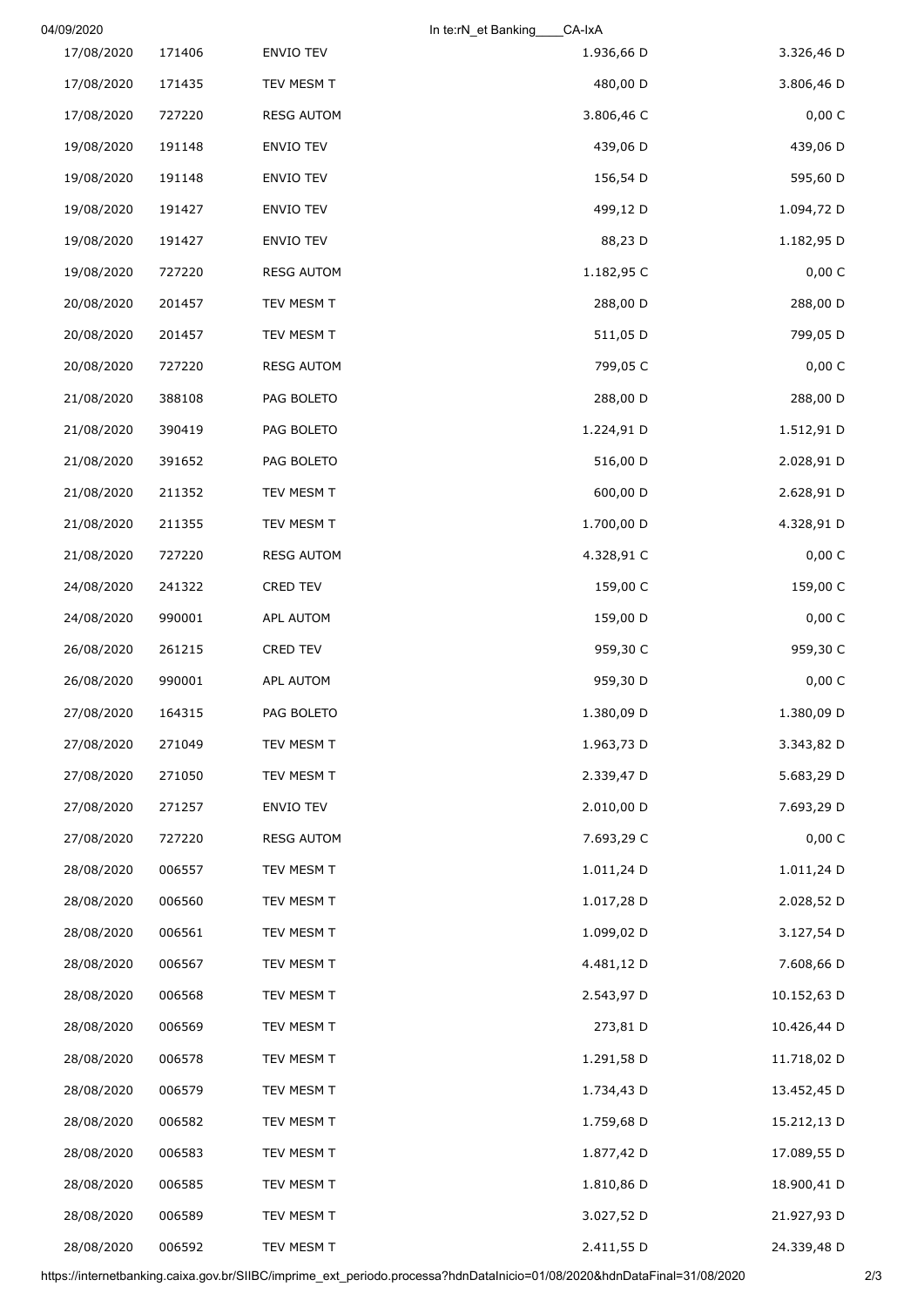| 17/08/2020 | 171406 | ENVIO TEV | 1.936,66 D | 3.326,46 D |
|---|---|---|---|---|
| 17/08/2020 | 171435 | TEV MESM T | 480,00 D | 3.806,46 D |
| 17/08/2020 | 727220 | RESG AUTOM | 3.806,46 C | 0,00 C |
| 19/08/2020 | 191148 | ENVIO TEV | 439,06 D | 439,06 D |
| 19/08/2020 | 191148 | ENVIO TEV | 156,54 D | 595,60 D |
| 19/08/2020 | 191427 | ENVIO TEV | 499,12 D | 1.094,72 D |
| 19/08/2020 | 191427 | ENVIO TEV | 88,23 D | 1.182,95 D |
| 19/08/2020 | 727220 | RESG AUTOM | 1.182,95 C | 0,00 C |
| 20/08/2020 | 201457 | TEV MESM T | 288,00 D | 288,00 D |
| 20/08/2020 | 201457 | TEV MESM T | 511,05 D | 799,05 D |
| 20/08/2020 | 727220 | RESG AUTOM | 799,05 C | 0,00 C |
| 21/08/2020 | 388108 | PAG BOLETO | 288,00 D | 288,00 D |
| 21/08/2020 | 390419 | PAG BOLETO | 1.224,91 D | 1.512,91 D |
| 21/08/2020 | 391652 | PAG BOLETO | 516,00 D | 2.028,91 D |
| 21/08/2020 | 211352 | TEV MESM T | 600,00 D | 2.628,91 D |
| 21/08/2020 | 211355 | TEV MESM T | 1.700,00 D | 4.328,91 D |
| 21/08/2020 | 727220 | RESG AUTOM | 4.328,91 C | 0,00 C |
| 24/08/2020 | 241322 | CRED TEV | 159,00 C | 159,00 C |
| 24/08/2020 | 990001 | APL AUTOM | 159,00 D | 0,00 C |
| 26/08/2020 | 261215 | CRED TEV | 959,30 C | 959,30 C |
| 26/08/2020 | 990001 | APL AUTOM | 959,30 D | 0,00 C |
| 27/08/2020 | 164315 | PAG BOLETO | 1.380,09 D | 1.380,09 D |
| 27/08/2020 | 271049 | TEV MESM T | 1.963,73 D | 3.343,82 D |
| 27/08/2020 | 271050 | TEV MESM T | 2.339,47 D | 5.683,29 D |
| 27/08/2020 | 271257 | ENVIO TEV | 2.010,00 D | 7.693,29 D |
| 27/08/2020 | 727220 | RESG AUTOM | 7.693,29 C | 0,00 C |
| 28/08/2020 | 006557 | TEV MESM T | 1.011,24 D | 1.011,24 D |
| 28/08/2020 | 006560 | TEV MESM T | 1.017,28 D | 2.028,52 D |
| 28/08/2020 | 006561 | TEV MESM T | 1.099,02 D | 3.127,54 D |
| 28/08/2020 | 006567 | TEV MESM T | 4.481,12 D | 7.608,66 D |
| 28/08/2020 | 006568 | TEV MESM T | 2.543,97 D | 10.152,63 D |
| 28/08/2020 | 006569 | TEV MESM T | 273,81 D | 10.426,44 D |
| 28/08/2020 | 006578 | TEV MESM T | 1.291,58 D | 11.718,02 D |
| 28/08/2020 | 006579 | TEV MESM T | 1.734,43 D | 13.452,45 D |
| 28/08/2020 | 006582 | TEV MESM T | 1.759,68 D | 15.212,13 D |
| 28/08/2020 | 006583 | TEV MESM T | 1.877,42 D | 17.089,55 D |
| 28/08/2020 | 006585 | TEV MESM T | 1.810,86 D | 18.900,41 D |
| 28/08/2020 | 006589 | TEV MESM T | 3.027,52 D | 21.927,93 D |
| 28/08/2020 | 006592 | TEV MESM T | 2.411,55 D | 24.339,48 D |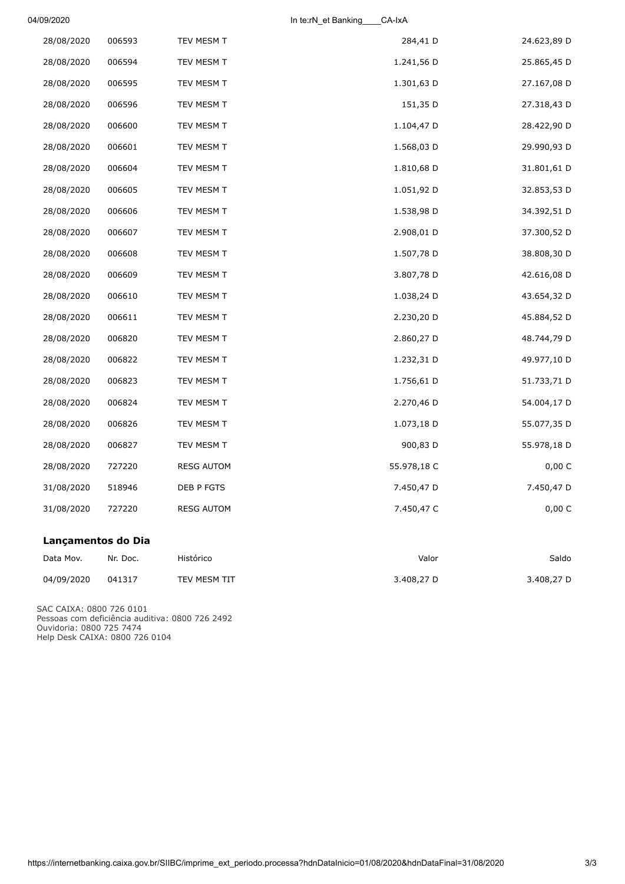| | | | | |
|---|---|---|---|---|
| 28/08/2020 | 006593 | TEV MESM T | 284,41 D | 24.623,89 D |
| 28/08/2020 | 006594 | TEV MESM T | 1.241,56 D | 25.865,45 D |
| 28/08/2020 | 006595 | TEV MESM T | 1.301,63 D | 27.167,08 D |
| 28/08/2020 | 006596 | TEV MESM T | 151,35 D | 27.318,43 D |
| 28/08/2020 | 006600 | TEV MESM T | 1.104,47 D | 28.422,90 D |
| 28/08/2020 | 006601 | TEV MESM T | 1.568,03 D | 29.990,93 D |
| 28/08/2020 | 006604 | TEV MESM T | 1.810,68 D | 31.801,61 D |
| 28/08/2020 | 006605 | TEV MESM T | 1.051,92 D | 32.853,53 D |
| 28/08/2020 | 006606 | TEV MESM T | 1.538,98 D | 34.392,51 D |
| 28/08/2020 | 006607 | TEV MESM T | 2.908,01 D | 37.300,52 D |
| 28/08/2020 | 006608 | TEV MESM T | 1.507,78 D | 38.808,30 D |
| 28/08/2020 | 006609 | TEV MESM T | 3.807,78 D | 42.616,08 D |
| 28/08/2020 | 006610 | TEV MESM T | 1.038,24 D | 43.654,32 D |
| 28/08/2020 | 006611 | TEV MESM T | 2.230,20 D | 45.884,52 D |
| 28/08/2020 | 006820 | TEV MESM T | 2.860,27 D | 48.744,79 D |
| 28/08/2020 | 006822 | TEV MESM T | 1.232,31 D | 49.977,10 D |
| 28/08/2020 | 006823 | TEV MESM T | 1.756,61 D | 51.733,71 D |
| 28/08/2020 | 006824 | TEV MESM T | 2.270,46 D | 54.004,17 D |
| 28/08/2020 | 006826 | TEV MESM T | 1.073,18 D | 55.077,35 D |
| 28/08/2020 | 006827 | TEV MESM T | 900,83 D | 55.978,18 D |
| 28/08/2020 | 727220 | RESG AUTOM | 55.978,18 C | 0,00 C |
| 31/08/2020 | 518946 | DEB P FGTS | 7.450,47 D | 7.450,47 D |
| 31/08/2020 | 727220 | RESG AUTOM | 7.450,47 C | 0,00 C |

### Lançamentos do Dia

| Data Mov. | Nr. Doc. | Histórico | Valor | Saldo |
|---|---|---|---|---|
| 04/09/2020 | 041317 | TEV MESM TIT | 3.408,27 D | 3.408,27 D |

SAC CAIXA: 0800 726 0101
Pessoas com deficiência auditiva: 0800 726 2492
Ouvidoria: 0800 725 7474
Help Desk CAIXA: 0800 726 0104